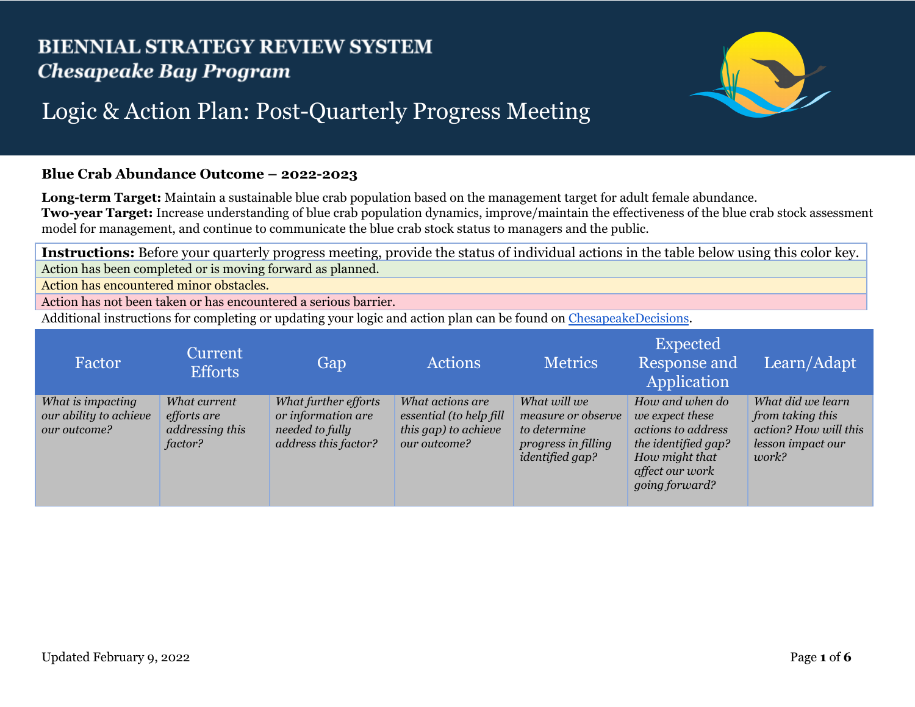# BIENNIAL STRATEGY REVIEW SYSTEM

## *Chesapeake Bay Program*

# Logic & Action Plan: Post-Quarterly Progress Meeting

**Blue Crab Abundance Outcome – 2022-2023**

**Long-term Target:** Maintain a sustainable blue crab population based on the management target for adult female abundance.
**Two-year Target:** Increase understanding of blue crab population dynamics, improve/maintain the effectiveness of the blue crab stock assessment model for management, and continue to communicate the blue crab stock status to managers and the public.

| **Instructions:** Before your quarterly progress meeting, provide the status of individual actions in the table below using this color key. |
|---|
| Action has been completed or is moving forward as planned. |
| Action has encountered minor obstacles. |
| Action has not been taken or has encountered a serious barrier. |

Additional instructions for completing or updating your logic and action plan can be found on ChesapeakeDecisions.

| Factor | Current Efforts | Gap | Actions | Metrics | Expected Response and Application | Learn/Adapt |
|---|---|---|---|---|---|---|
| *What is impacting our ability to achieve our outcome?* | *What current efforts are addressing this factor?* | *What further efforts or information are needed to fully address this factor?* | *What actions are essential (to help fill this gap) to achieve our outcome?* | *What will we measure or observe to determine progress in filling identified gap?* | *How and when do we expect these actions to address the identified gap? How might that affect our work going forward?* | *What did we learn from taking this action? How will this lesson impact our work?* |

Updated February 9, 2022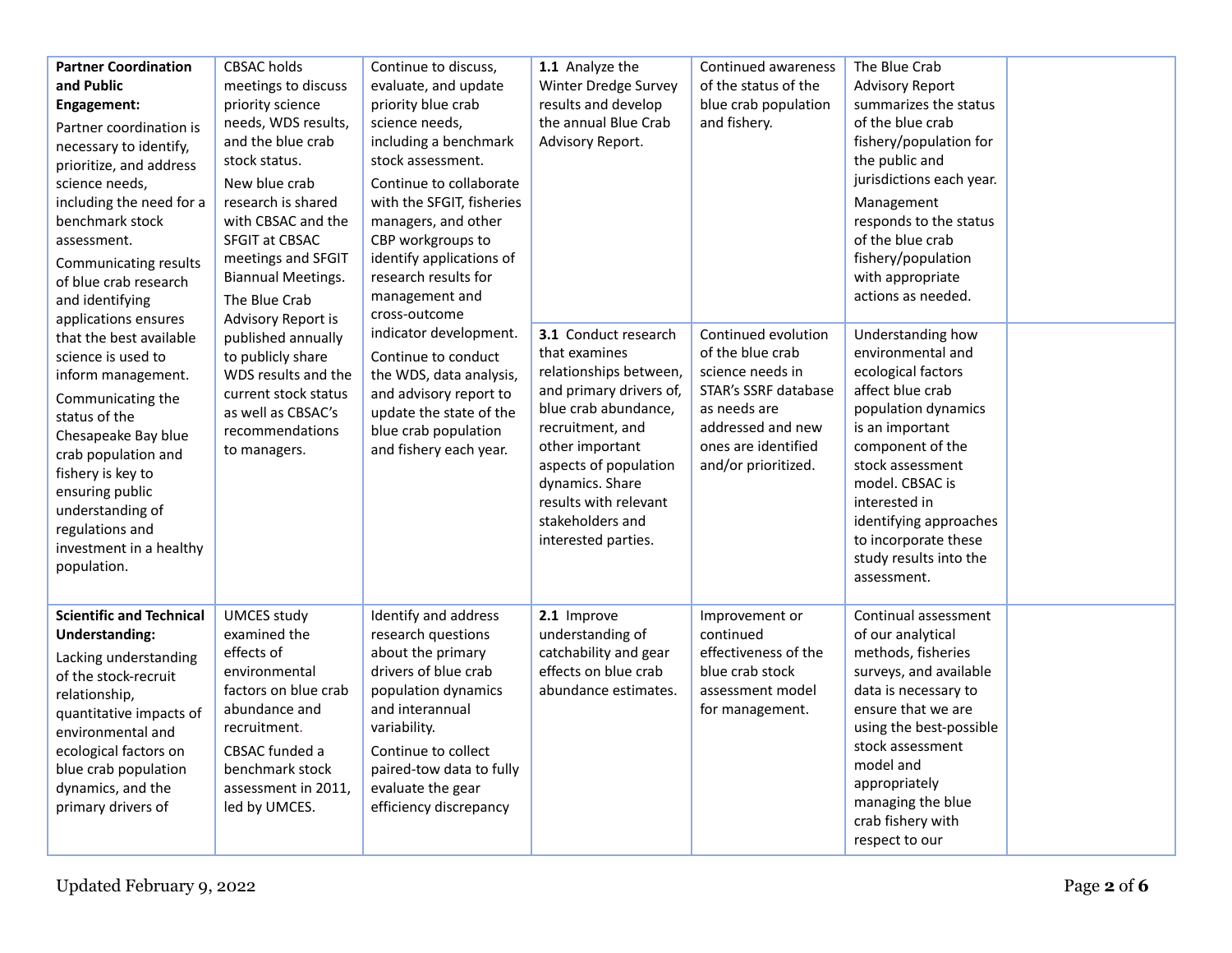| | | | | | | |
|---|---|---|---|---|---|---|
| **Partner Coordination and Public Engagement:** Partner coordination is necessary to identify, prioritize, and address science needs, including the need for a benchmark stock assessment. Communicating results of blue crab research and identifying applications ensures that the best available science is used to inform management. Communicating the status of the Chesapeake Bay blue crab population and fishery is key to ensuring public understanding of regulations and investment in a healthy population. | CBSAC holds meetings to discuss priority science needs, WDS results, and the blue crab stock status. New blue crab research is shared with CBSAC and the SFGIT at CBSAC meetings and SFGIT Biannual Meetings. The Blue Crab Advisory Report is published annually to publicly share WDS results and the current stock status as well as CBSAC's recommendations to managers. | Continue to discuss, evaluate, and update priority blue crab science needs, including a benchmark stock assessment. Continue to collaborate with the SFGIT, fisheries managers, and other CBP workgroups to identify applications of research results for management and cross-outcome indicator development. Continue to conduct the WDS, data analysis, and advisory report to update the state of the blue crab population and fishery each year. | **1.1** Analyze the Winter Dredge Survey results and develop the annual Blue Crab Advisory Report. | Continued awareness of the status of the blue crab population and fishery. | The Blue Crab Advisory Report summarizes the status of the blue crab fishery/population for the public and jurisdictions each year. Management responds to the status of the blue crab fishery/population with appropriate actions as needed. | |
| | | | **3.1** Conduct research that examines relationships between, and primary drivers of, blue crab abundance, recruitment, and other important aspects of population dynamics. Share results with relevant stakeholders and interested parties. | Continued evolution of the blue crab science needs in STAR's SSRF database as needs are addressed and new ones are identified and/or prioritized. | Understanding how environmental and ecological factors affect blue crab population dynamics is an important component of the stock assessment model. CBSAC is interested in identifying approaches to incorporate these study results into the assessment. | |
| **Scientific and Technical Understanding:** Lacking understanding of the stock-recruit relationship, quantitative impacts of environmental and ecological factors on blue crab population dynamics, and the primary drivers of | UMCES study examined the effects of environmental factors on blue crab abundance and recruitment. CBSAC funded a benchmark stock assessment in 2011, led by UMCES. | Identify and address research questions about the primary drivers of blue crab population dynamics and interannual variability. Continue to collect paired-tow data to fully evaluate the gear efficiency discrepancy | **2.1** Improve understanding of catchability and gear effects on blue crab abundance estimates. | Improvement or continued effectiveness of the blue crab stock assessment model for management. | Continual assessment of our analytical methods, fisheries surveys, and available data is necessary to ensure that we are using the best-possible stock assessment model and appropriately managing the blue crab fishery with respect to our | |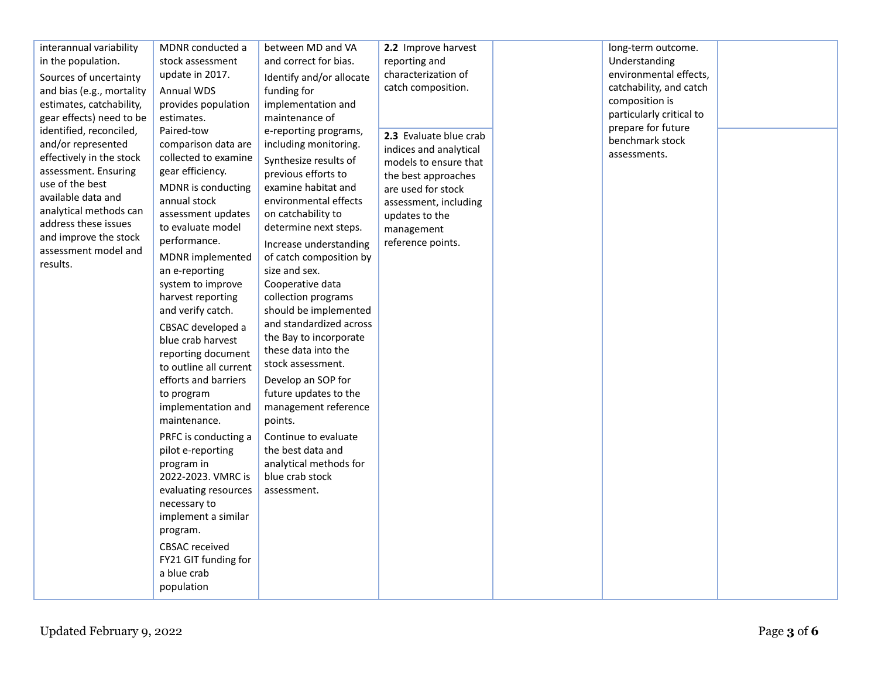| | | | | | | |
|---|---|---|---|---|---|---|
| interannual variability in the population.<br><br>Sources of uncertainty and bias (e.g., mortality estimates, catchability, gear effects) need to be identified, reconciled, and/or represented effectively in the stock assessment. Ensuring use of the best available data and analytical methods can address these issues and improve the stock assessment model and results. | MDNR conducted a stock assessment update in 2017.<br><br>Annual WDS provides population estimates.<br><br>Paired-tow comparison data are collected to examine gear efficiency.<br><br>MDNR is conducting annual stock assessment updates to evaluate model performance.<br><br>MDNR implemented an e-reporting system to improve harvest reporting and verify catch.<br><br>CBSAC developed a blue crab harvest reporting document to outline all current efforts and barriers to program implementation and maintenance.<br><br>PRFC is conducting a pilot e-reporting program in 2022-2023. VMRC is evaluating resources necessary to implement a similar program.<br><br>CBSAC received FY21 GIT funding for a blue crab population | between MD and VA and correct for bias.<br><br>Identify and/or allocate funding for implementation and maintenance of e-reporting programs, including monitoring.<br><br>Synthesize results of previous efforts to examine habitat and environmental effects on catchability to determine next steps.<br><br>Increase understanding of catch composition by size and sex.<br><br>Cooperative data collection programs should be implemented and standardized across the Bay to incorporate these data into the stock assessment.<br><br>Develop an SOP for future updates to the management reference points.<br><br>Continue to evaluate the best data and analytical methods for blue crab stock assessment. | **2.2** Improve harvest reporting and characterization of catch composition. | | long-term outcome. Understanding environmental effects, catchability, and catch composition is particularly critical to prepare for future benchmark stock assessments. | |
| | | | **2.3** Evaluate blue crab indices and analytical models to ensure that the best approaches are used for stock assessment, including updates to the management reference points. | | | |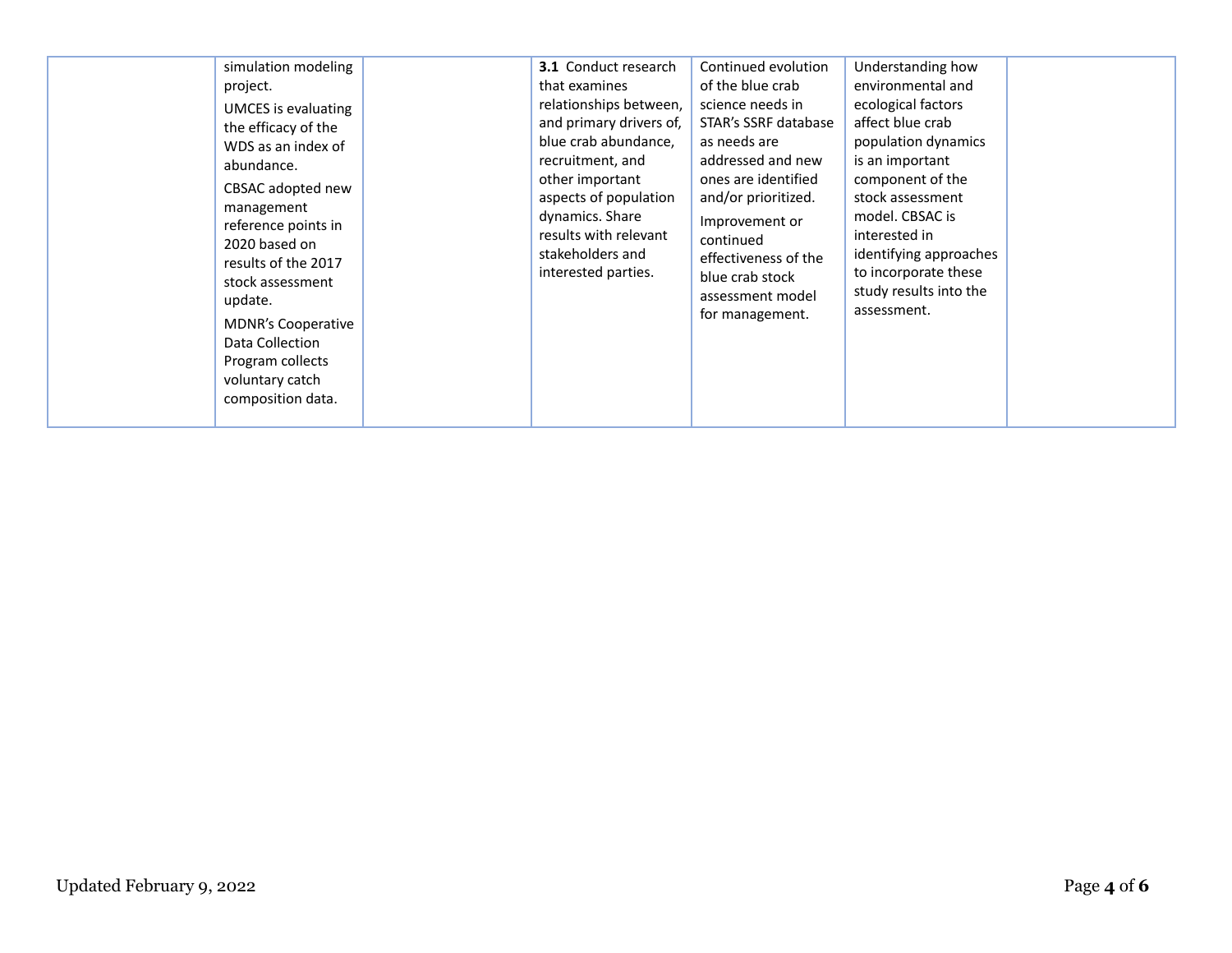| | | | | | | |
|---|---|---|---|---|---|---|
| | simulation modeling project.<br>UMCES is evaluating the efficacy of the WDS as an index of abundance.<br>CBSAC adopted new management reference points in 2020 based on results of the 2017 stock assessment update.<br>MDNR's Cooperative Data Collection Program collects voluntary catch composition data. | | **3.1** Conduct research that examines relationships between, and primary drivers of, blue crab abundance, recruitment, and other important aspects of population dynamics. Share results with relevant stakeholders and interested parties. | Continued evolution of the blue crab science needs in STAR's SSRF database as needs are addressed and new ones are identified and/or prioritized.<br>Improvement or continued effectiveness of the blue crab stock assessment model for management. | Understanding how environmental and ecological factors affect blue crab population dynamics is an important component of the stock assessment model. CBSAC is interested in identifying approaches to incorporate these study results into the assessment. | |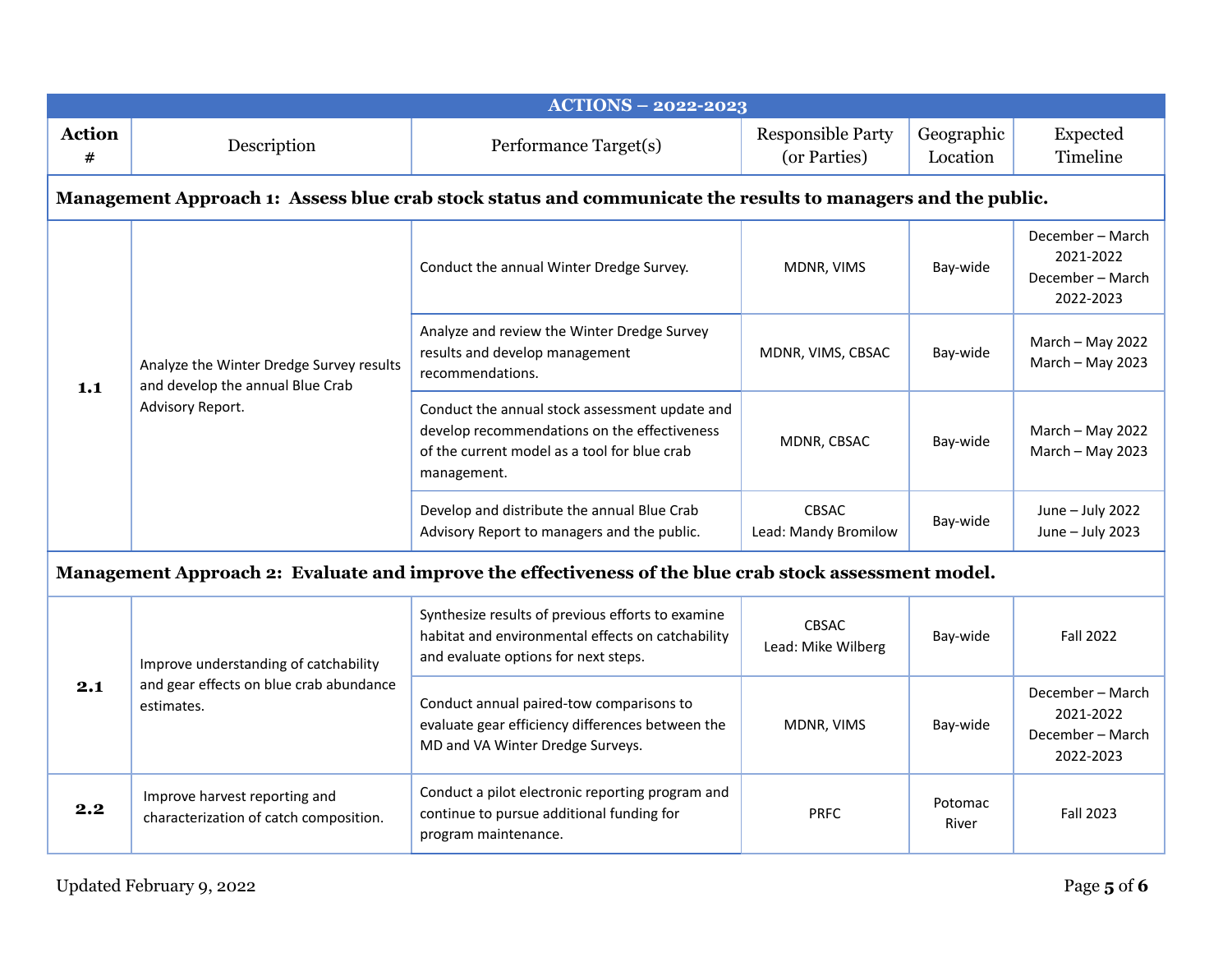| ACTIONS – 2022-2023 | | | | | |
|---|---|---|---|---|---|
| **Action #** | **Description** | **Performance Target(s)** | **Responsible Party (or Parties)** | **Geographic Location** | **Expected Timeline** |
| **Management Approach 1: Assess blue crab stock status and communicate the results to managers and the public.** | | | | | |
| **1.1** | Analyze the Winter Dredge Survey results and develop the annual Blue Crab Advisory Report. | Conduct the annual Winter Dredge Survey. | MDNR, VIMS | Bay-wide | December – March 2021-2022 December – March 2022-2023 |
| | | Analyze and review the Winter Dredge Survey results and develop management recommendations. | MDNR, VIMS, CBSAC | Bay-wide | March – May 2022 March – May 2023 |
| | | Conduct the annual stock assessment update and develop recommendations on the effectiveness of the current model as a tool for blue crab management. | MDNR, CBSAC | Bay-wide | March – May 2022 March – May 2023 |
| | | Develop and distribute the annual Blue Crab Advisory Report to managers and the public. | CBSAC Lead: Mandy Bromilow | Bay-wide | June – July 2022 June – July 2023 |
| **Management Approach 2: Evaluate and improve the effectiveness of the blue crab stock assessment model.** | | | | | |
| **2.1** | Improve understanding of catchability and gear effects on blue crab abundance estimates. | Synthesize results of previous efforts to examine habitat and environmental effects on catchability and evaluate options for next steps. | CBSAC Lead: Mike Wilberg | Bay-wide | Fall 2022 |
| | | Conduct annual paired-tow comparisons to evaluate gear efficiency differences between the MD and VA Winter Dredge Surveys. | MDNR, VIMS | Bay-wide | December – March 2021-2022 December – March 2022-2023 |
| **2.2** | Improve harvest reporting and characterization of catch composition. | Conduct a pilot electronic reporting program and continue to pursue additional funding for program maintenance. | PRFC | Potomac River | Fall 2023 |

Updated February 9, 2022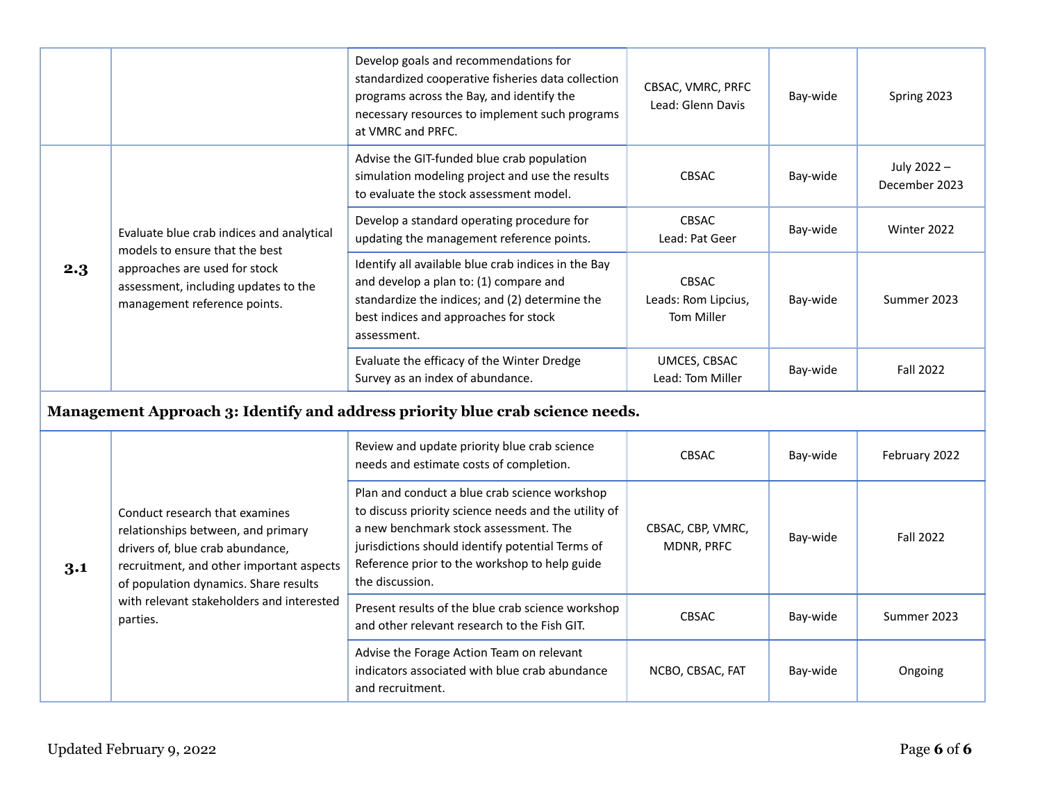| | | | | | |
|---|---|---|---|---|---|
| | | Develop goals and recommendations for standardized cooperative fisheries data collection programs across the Bay, and identify the necessary resources to implement such programs at VMRC and PRFC. | CBSAC, VMRC, PRFC<br>Lead: Glenn Davis | Bay-wide | Spring 2023 |
| **2.3** | Evaluate blue crab indices and analytical models to ensure that the best approaches are used for stock assessment, including updates to the management reference points. | Advise the GIT-funded blue crab population simulation modeling project and use the results to evaluate the stock assessment model. | CBSAC | Bay-wide | July 2022 – December 2023 |
| | | Develop a standard operating procedure for updating the management reference points. | CBSAC<br>Lead: Pat Geer | Bay-wide | Winter 2022 |
| | | Identify all available blue crab indices in the Bay and develop a plan to: (1) compare and standardize the indices; and (2) determine the best indices and approaches for stock assessment. | CBSAC<br>Leads: Rom Lipcius, Tom Miller | Bay-wide | Summer 2023 |
| | | Evaluate the efficacy of the Winter Dredge Survey as an index of abundance. | UMCES, CBSAC<br>Lead: Tom Miller | Bay-wide | Fall 2022 |
| **Management Approach 3: Identify and address priority blue crab science needs.** | | | | | |
| **3.1** | Conduct research that examines relationships between, and primary drivers of, blue crab abundance, recruitment, and other important aspects of population dynamics. Share results with relevant stakeholders and interested parties. | Review and update priority blue crab science needs and estimate costs of completion. | CBSAC | Bay-wide | February 2022 |
| | | Plan and conduct a blue crab science workshop to discuss priority science needs and the utility of a new benchmark stock assessment. The jurisdictions should identify potential Terms of Reference prior to the workshop to help guide the discussion. | CBSAC, CBP, VMRC, MDNR, PRFC | Bay-wide | Fall 2022 |
| | | Present results of the blue crab science workshop and other relevant research to the Fish GIT. | CBSAC | Bay-wide | Summer 2023 |
| | | Advise the Forage Action Team on relevant indicators associated with blue crab abundance and recruitment. | NCBO, CBSAC, FAT | Bay-wide | Ongoing |

Updated February 9, 2022